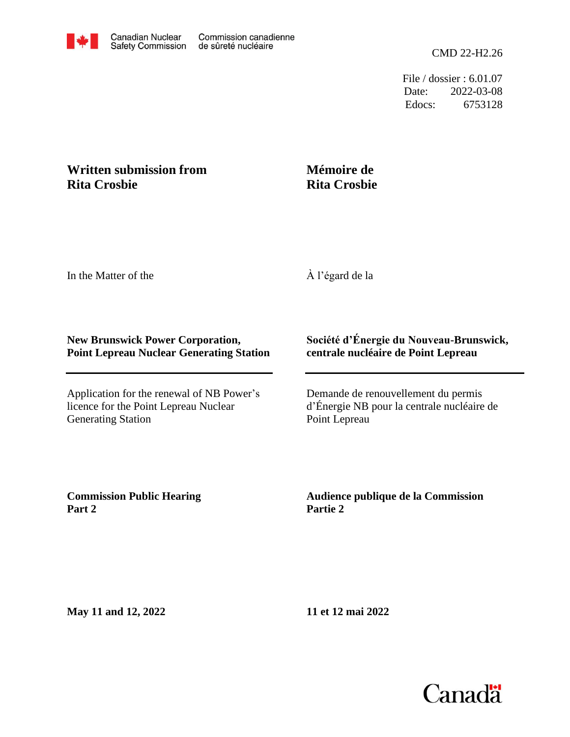Canadian Nuclear Safety Commission / Commission canadienne de sûreté nucléaire

CMD 22-H2.26

File / dossier : 6.01.07
Date: 2022-03-08
Edocs: 6753128

**Written submission from Rita Crosbie**

**Mémoire de Rita Crosbie**

In the Matter of the

À l'égard de la

**New Brunswick Power Corporation, Point Lepreau Nuclear Generating Station**

**Société d'Énergie du Nouveau-Brunswick, centrale nucléaire de Point Lepreau**

Application for the renewal of NB Power's licence for the Point Lepreau Nuclear Generating Station

Demande de renouvellement du permis d'Énergie NB pour la centrale nucléaire de Point Lepreau

**Commission Public Hearing Part 2**

**Audience publique de la Commission Partie 2**

**May 11 and 12, 2022**

**11 et 12 mai 2022**

Canada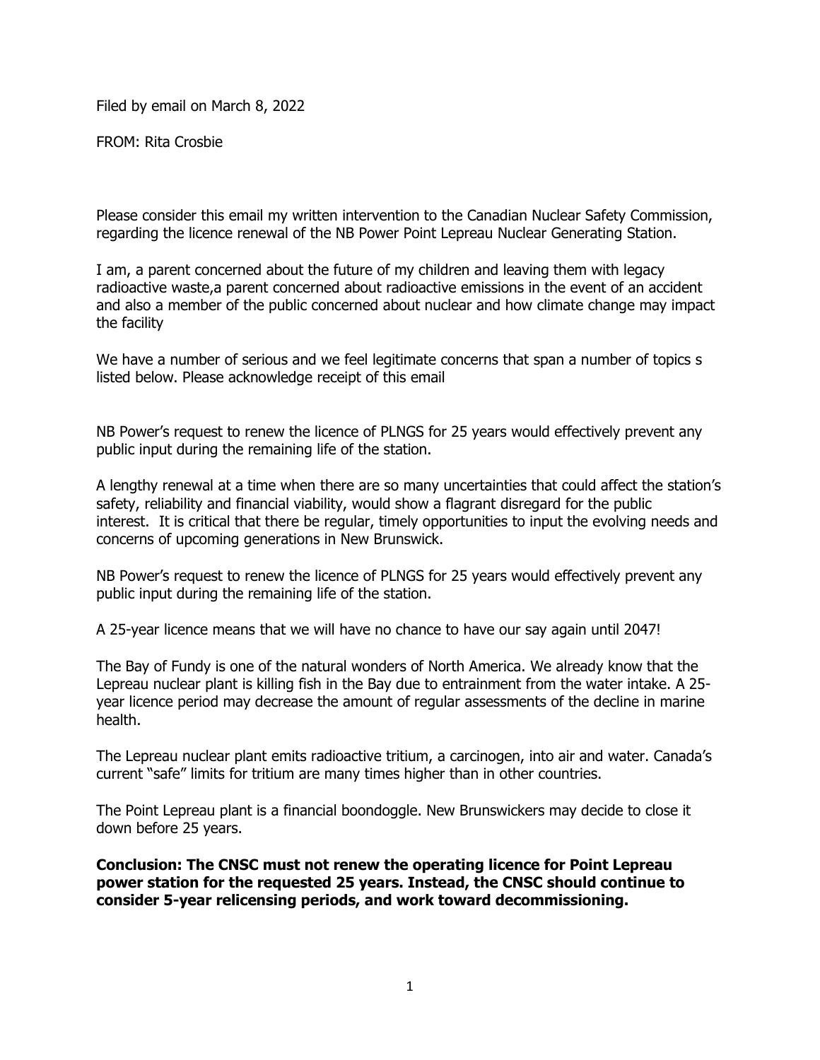Filed by email on March 8, 2022

FROM: Rita Crosbie

Please consider this email my written intervention to the Canadian Nuclear Safety Commission, regarding the licence renewal of the NB Power Point Lepreau Nuclear Generating Station.

I am, a parent concerned about the future of my children and leaving them with legacy radioactive waste,a parent concerned about radioactive emissions in the event of an accident and also a member of the public concerned about nuclear and how climate change may impact the facility

We have a number of serious and we feel legitimate concerns that span a number of topics s listed below. Please acknowledge receipt of this email

NB Power's request to renew the licence of PLNGS for 25 years would effectively prevent any public input during the remaining life of the station.

A lengthy renewal at a time when there are so many uncertainties that could affect the station's safety, reliability and financial viability, would show a flagrant disregard for the public interest. It is critical that there be regular, timely opportunities to input the evolving needs and concerns of upcoming generations in New Brunswick.

NB Power's request to renew the licence of PLNGS for 25 years would effectively prevent any public input during the remaining life of the station.

A 25-year licence means that we will have no chance to have our say again until 2047!

The Bay of Fundy is one of the natural wonders of North America. We already know that the Lepreau nuclear plant is killing fish in the Bay due to entrainment from the water intake. A 25-year licence period may decrease the amount of regular assessments of the decline in marine health.

The Lepreau nuclear plant emits radioactive tritium, a carcinogen, into air and water. Canada's current "safe" limits for tritium are many times higher than in other countries.

The Point Lepreau plant is a financial boondoggle. New Brunswickers may decide to close it down before 25 years.

**Conclusion: The CNSC must not renew the operating licence for Point Lepreau power station for the requested 25 years. Instead, the CNSC should continue to consider 5-year relicensing periods, and work toward decommissioning.**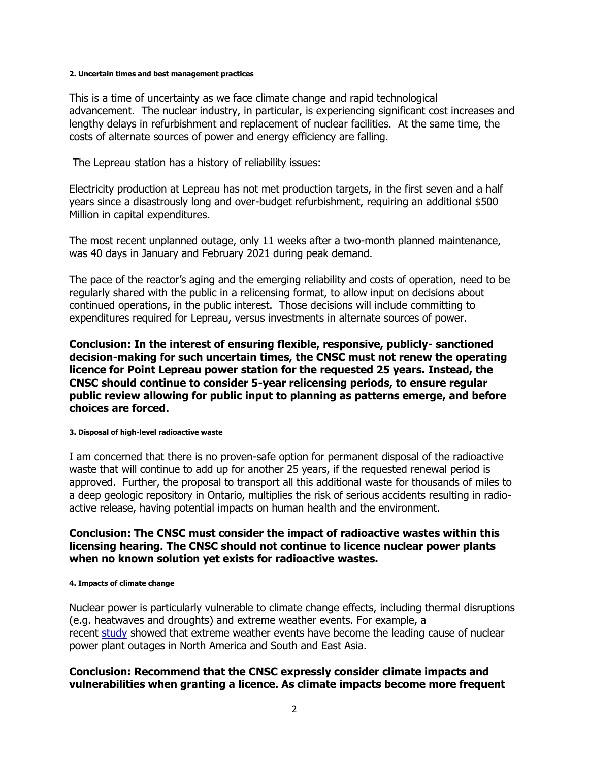**2. Uncertain times and best management practices**

This is a time of uncertainty as we face climate change and rapid technological advancement. The nuclear industry, in particular, is experiencing significant cost increases and lengthy delays in refurbishment and replacement of nuclear facilities. At the same time, the costs of alternate sources of power and energy efficiency are falling.

The Lepreau station has a history of reliability issues:

Electricity production at Lepreau has not met production targets, in the first seven and a half years since a disastrously long and over-budget refurbishment, requiring an additional $500 Million in capital expenditures.

The most recent unplanned outage, only 11 weeks after a two-month planned maintenance, was 40 days in January and February 2021 during peak demand.

The pace of the reactor's aging and the emerging reliability and costs of operation, need to be regularly shared with the public in a relicensing format, to allow input on decisions about continued operations, in the public interest. Those decisions will include committing to expenditures required for Lepreau, versus investments in alternate sources of power.

**Conclusion: In the interest of ensuring flexible, responsive, publicly- sanctioned decision-making for such uncertain times, the CNSC must not renew the operating licence for Point Lepreau power station for the requested 25 years. Instead, the CNSC should continue to consider 5-year relicensing periods, to ensure regular public review allowing for public input to planning as patterns emerge, and before choices are forced.**

**3. Disposal of high-level radioactive waste**

I am concerned that there is no proven-safe option for permanent disposal of the radioactive waste that will continue to add up for another 25 years, if the requested renewal period is approved. Further, the proposal to transport all this additional waste for thousands of miles to a deep geologic repository in Ontario, multiplies the risk of serious accidents resulting in radio-active release, having potential impacts on human health and the environment.

**Conclusion: The CNSC must consider the impact of radioactive wastes within this licensing hearing. The CNSC should not continue to licence nuclear power plants when no known solution yet exists for radioactive wastes.**

**4. Impacts of climate change**

Nuclear power is particularly vulnerable to climate change effects, including thermal disruptions (e.g. heatwaves and droughts) and extreme weather events. For example, a recent study showed that extreme weather events have become the leading cause of nuclear power plant outages in North America and South and East Asia.

**Conclusion: Recommend that the CNSC expressly consider climate impacts and vulnerabilities when granting a licence. As climate impacts become more frequent**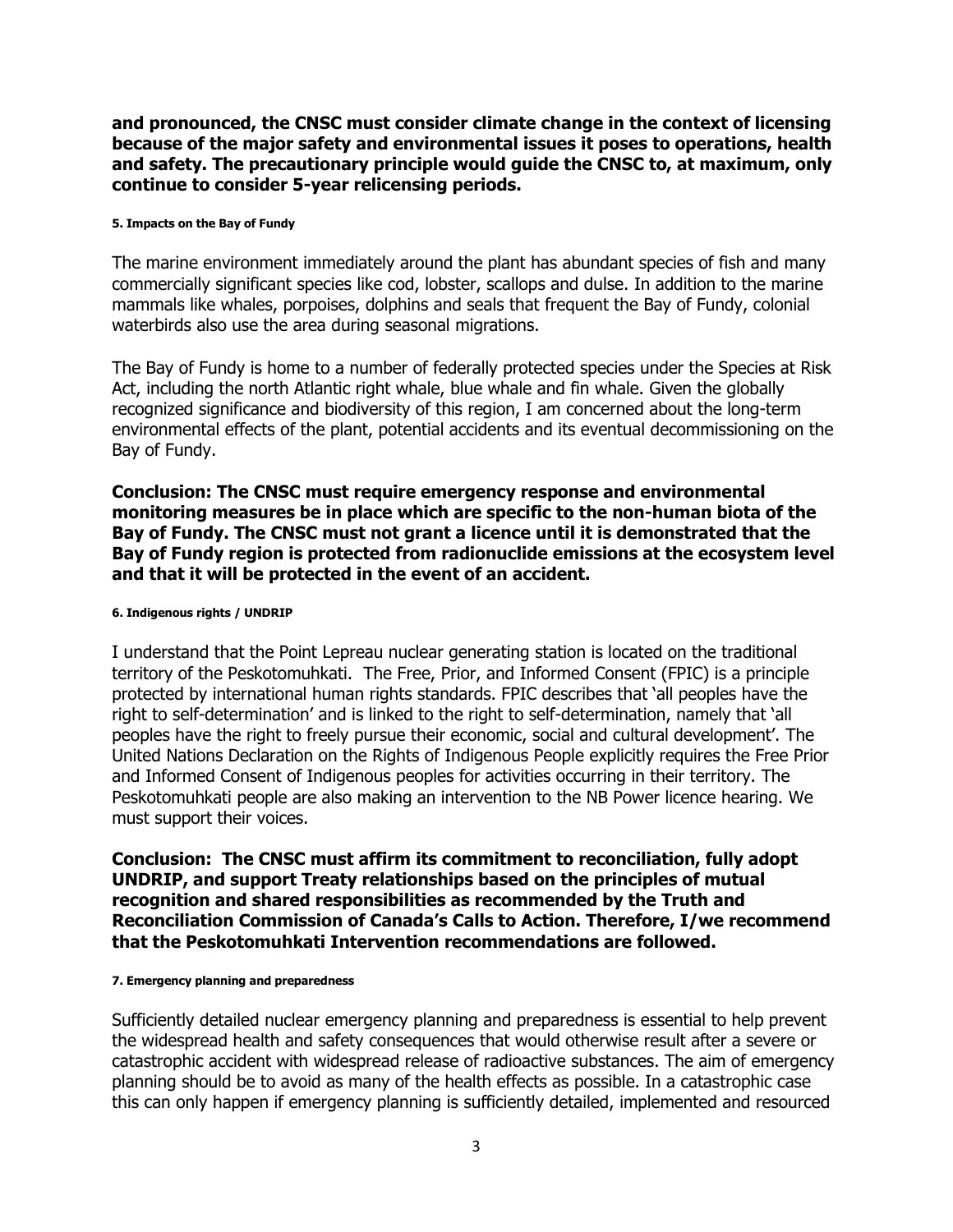**and pronounced, the CNSC must consider climate change in the context of licensing because of the major safety and environmental issues it poses to operations, health and safety. The precautionary principle would guide the CNSC to, at maximum, only continue to consider 5-year relicensing periods.**

##### 5. Impacts on the Bay of Fundy

The marine environment immediately around the plant has abundant species of fish and many commercially significant species like cod, lobster, scallops and dulse. In addition to the marine mammals like whales, porpoises, dolphins and seals that frequent the Bay of Fundy, colonial waterbirds also use the area during seasonal migrations.

The Bay of Fundy is home to a number of federally protected species under the Species at Risk Act, including the north Atlantic right whale, blue whale and fin whale. Given the globally recognized significance and biodiversity of this region, I am concerned about the long-term environmental effects of the plant, potential accidents and its eventual decommissioning on the Bay of Fundy.

**Conclusion: The CNSC must require emergency response and environmental monitoring measures be in place which are specific to the non-human biota of the Bay of Fundy. The CNSC must not grant a licence until it is demonstrated that the Bay of Fundy region is protected from radionuclide emissions at the ecosystem level and that it will be protected in the event of an accident.**

##### 6. Indigenous rights / UNDRIP

I understand that the Point Lepreau nuclear generating station is located on the traditional territory of the Peskotomuhkati. The Free, Prior, and Informed Consent (FPIC) is a principle protected by international human rights standards. FPIC describes that 'all peoples have the right to self-determination' and is linked to the right to self-determination, namely that 'all peoples have the right to freely pursue their economic, social and cultural development'. The United Nations Declaration on the Rights of Indigenous People explicitly requires the Free Prior and Informed Consent of Indigenous peoples for activities occurring in their territory. The Peskotomuhkati people are also making an intervention to the NB Power licence hearing. We must support their voices.

**Conclusion: The CNSC must affirm its commitment to reconciliation, fully adopt UNDRIP, and support Treaty relationships based on the principles of mutual recognition and shared responsibilities as recommended by the Truth and Reconciliation Commission of Canada's Calls to Action. Therefore, I/we recommend that the Peskotomuhkati Intervention recommendations are followed.**

##### 7. Emergency planning and preparedness

Sufficiently detailed nuclear emergency planning and preparedness is essential to help prevent the widespread health and safety consequences that would otherwise result after a severe or catastrophic accident with widespread release of radioactive substances. The aim of emergency planning should be to avoid as many of the health effects as possible. In a catastrophic case this can only happen if emergency planning is sufficiently detailed, implemented and resourced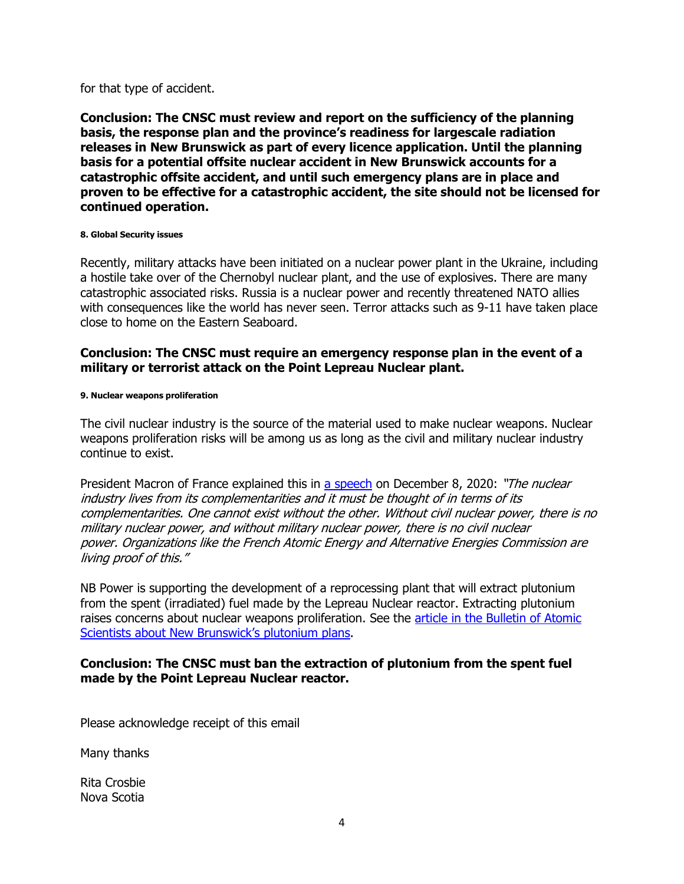for that type of accident.

**Conclusion: The CNSC must review and report on the sufficiency of the planning basis, the response plan and the province's readiness for largescale radiation releases in New Brunswick as part of every licence application. Until the planning basis for a potential offsite nuclear accident in New Brunswick accounts for a catastrophic offsite accident, and until such emergency plans are in place and proven to be effective for a catastrophic accident, the site should not be licensed for continued operation.**

##### 8. Global Security issues

Recently, military attacks have been initiated on a nuclear power plant in the Ukraine, including a hostile take over of the Chernobyl nuclear plant, and the use of explosives. There are many catastrophic associated risks. Russia is a nuclear power and recently threatened NATO allies with consequences like the world has never seen. Terror attacks such as 9-11 have taken place close to home on the Eastern Seaboard.

**Conclusion: The CNSC must require an emergency response plan in the event of a military or terrorist attack on the Point Lepreau Nuclear plant.**

##### 9. Nuclear weapons proliferation

The civil nuclear industry is the source of the material used to make nuclear weapons. Nuclear weapons proliferation risks will be among us as long as the civil and military nuclear industry continue to exist.

President Macron of France explained this in a speech on December 8, 2020: *"The nuclear industry lives from its complementarities and it must be thought of in terms of its complementarities. One cannot exist without the other. Without civil nuclear power, there is no military nuclear power, and without military nuclear power, there is no civil nuclear power. Organizations like the French Atomic Energy and Alternative Energies Commission are living proof of this."*

NB Power is supporting the development of a reprocessing plant that will extract plutonium from the spent (irradiated) fuel made by the Lepreau Nuclear reactor. Extracting plutonium raises concerns about nuclear weapons proliferation. See the article in the Bulletin of Atomic Scientists about New Brunswick's plutonium plans.

**Conclusion: The CNSC must ban the extraction of plutonium from the spent fuel made by the Point Lepreau Nuclear reactor.**

Please acknowledge receipt of this email

Many thanks

Rita Crosbie
Nova Scotia